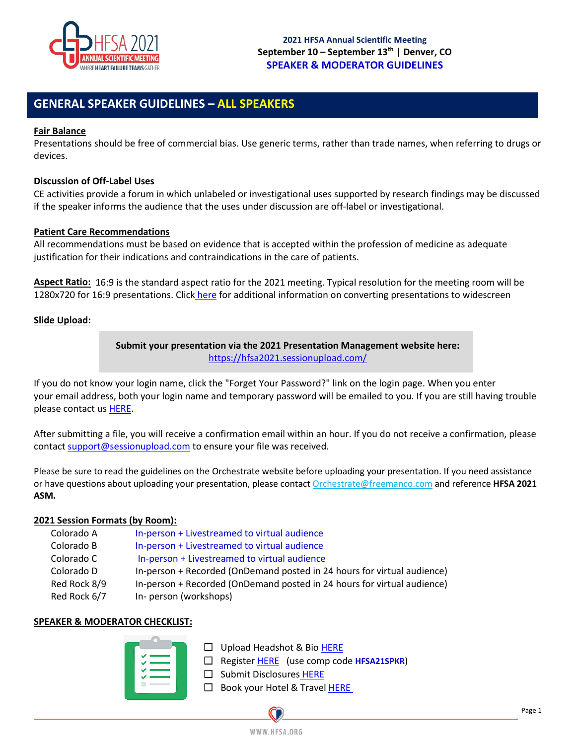**2021 HFSA Annual Scientific Meeting**
**September 10 – September 13th | Denver, CO**
**SPEAKER & MODERATOR GUIDELINES**

## GENERAL SPEAKER GUIDELINES – ALL SPEAKERS

**Fair Balance**
Presentations should be free of commercial bias. Use generic terms, rather than trade names, when referring to drugs or devices.

**Discussion of Off-Label Uses**
CE activities provide a forum in which unlabeled or investigational uses supported by research findings may be discussed if the speaker informs the audience that the uses under discussion are off-label or investigational.

**Patient Care Recommendations**
All recommendations must be based on evidence that is accepted within the profession of medicine as adequate justification for their indications and contraindications in the care of patients.

**Aspect Ratio:** 16:9 is the standard aspect ratio for the 2021 meeting. Typical resolution for the meeting room will be 1280x720 for 16:9 presentations. Click here for additional information on converting presentations to widescreen

**Slide Upload:**

> **Submit your presentation via the 2021 Presentation Management website here:**
> https://hfsa2021.sessionupload.com/

If you do not know your login name, click the "Forget Your Password?" link on the login page. When you enter your email address, both your login name and temporary password will be emailed to you. If you are still having trouble please contact us HERE.

After submitting a file, you will receive a confirmation email within an hour. If you do not receive a confirmation, please contact support@sessionupload.com to ensure your file was received.

Please be sure to read the guidelines on the Orchestrate website before uploading your presentation. If you need assistance or have questions about uploading your presentation, please contact Orchestrate@freemanco.com and reference **HFSA 2021 ASM.**

**2021 Session Formats (by Room):**

| Room | Format |
| --- | --- |
| Colorado A | In-person + Livestreamed to virtual audience |
| Colorado B | In-person + Livestreamed to virtual audience |
| Colorado C | In-person + Livestreamed to virtual audience |
| Colorado D | In-person + Recorded (OnDemand posted in 24 hours for virtual audience) |
| Red Rock 8/9 | In-person + Recorded (OnDemand posted in 24 hours for virtual audience) |
| Red Rock 6/7 | In- person (workshops) |

**SPEAKER & MODERATOR CHECKLIST:**

- ☐ Upload Headshot & Bio HERE
- ☐ Register HERE (use comp code **HFSA21SPKR**)
- ☐ Submit Disclosures HERE
- ☐ Book your Hotel & Travel HERE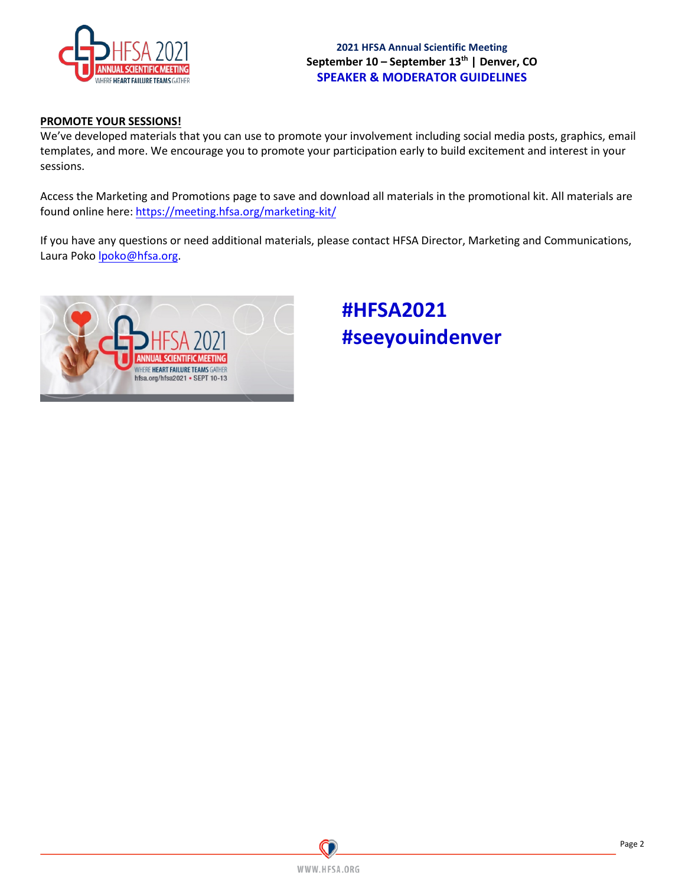## PROMOTE YOUR SESSIONS!

We've developed materials that you can use to promote your involvement including social media posts, graphics, email templates, and more. We encourage you to promote your participation early to build excitement and interest in your sessions.

Access the Marketing and Promotions page to save and download all materials in the promotional kit. All materials are found online here: https://meeting.hfsa.org/marketing-kit/

If you have any questions or need additional materials, please contact HFSA Director, Marketing and Communications, Laura Poko lpoko@hfsa.org.

**#HFSA2021**
**#seeyouindenver**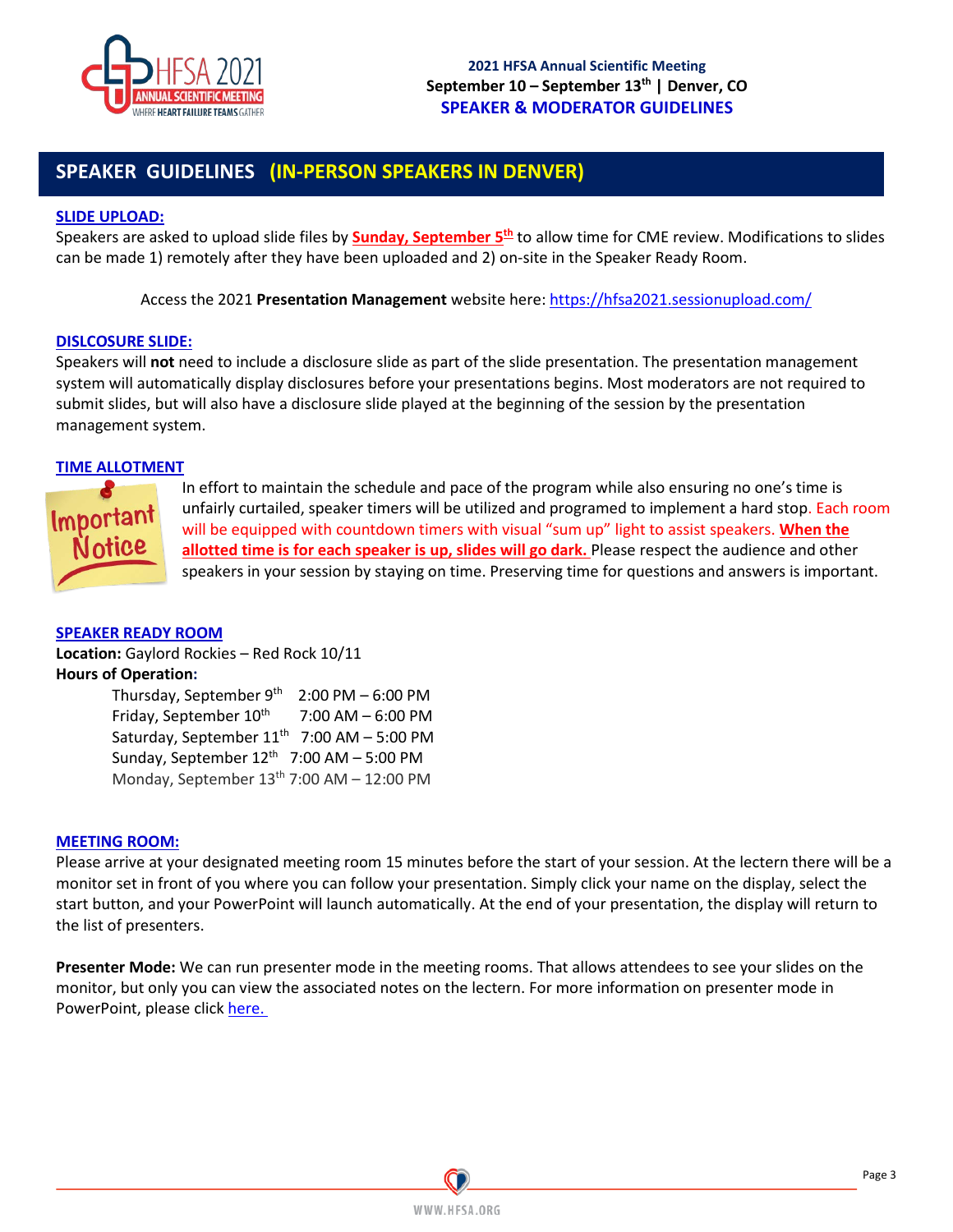**2021 HFSA Annual Scientific Meeting**
**September 10 – September 13th | Denver, CO**
**SPEAKER & MODERATOR GUIDELINES**

## SPEAKER GUIDELINES (IN-PERSON SPEAKERS IN DENVER)

### SLIDE UPLOAD:

Speakers are asked to upload slide files by **Sunday, September 5th** to allow time for CME review. Modifications to slides can be made 1) remotely after they have been uploaded and 2) on-site in the Speaker Ready Room.

Access the 2021 **Presentation Management** website here: https://hfsa2021.sessionupload.com/

### DISLCOSURE SLIDE:

Speakers will **not** need to include a disclosure slide as part of the slide presentation. The presentation management system will automatically display disclosures before your presentations begins. Most moderators are not required to submit slides, but will also have a disclosure slide played at the beginning of the session by the presentation management system.

### TIME ALLOTMENT

Important Notice

In effort to maintain the schedule and pace of the program while also ensuring no one's time is unfairly curtailed, speaker timers will be utilized and programed to implement a hard stop. Each room will be equipped with countdown timers with visual "sum up" light to assist speakers. **When the allotted time is for each speaker is up, slides will go dark.** Please respect the audience and other speakers in your session by staying on time. Preserving time for questions and answers is important.

### SPEAKER READY ROOM

**Location:** Gaylord Rockies – Red Rock 10/11
**Hours of Operation:**

- Thursday, September 9th 2:00 PM – 6:00 PM
- Friday, September 10th 7:00 AM – 6:00 PM
- Saturday, September 11th 7:00 AM – 5:00 PM
- Sunday, September 12th 7:00 AM – 5:00 PM
- Monday, September 13th 7:00 AM – 12:00 PM

### MEETING ROOM:

Please arrive at your designated meeting room 15 minutes before the start of your session. At the lectern there will be a monitor set in front of you where you can follow your presentation. Simply click your name on the display, select the start button, and your PowerPoint will launch automatically. At the end of your presentation, the display will return to the list of presenters.

**Presenter Mode:** We can run presenter mode in the meeting rooms. That allows attendees to see your slides on the monitor, but only you can view the associated notes on the lectern. For more information on presenter mode in PowerPoint, please click here.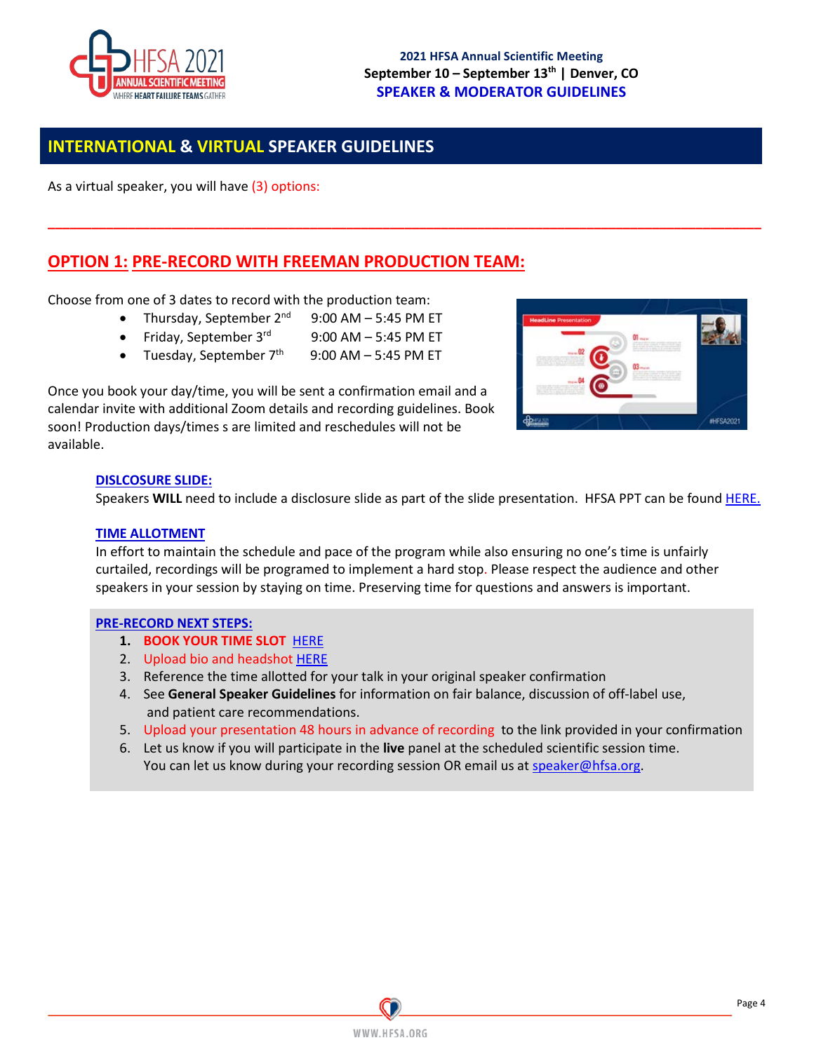**2021 HFSA Annual Scientific Meeting**
**September 10 – September 13th | Denver, CO**
**SPEAKER & MODERATOR GUIDELINES**

## INTERNATIONAL & VIRTUAL SPEAKER GUIDELINES

As a virtual speaker, you will have (3) options:

---

## OPTION 1: PRE-RECORD WITH FREEMAN PRODUCTION TEAM:

Choose from one of 3 dates to record with the production team:

- Thursday, September 2nd 9:00 AM – 5:45 PM ET
- Friday, September 3rd 9:00 AM – 5:45 PM ET
- Tuesday, September 7th 9:00 AM – 5:45 PM ET

Once you book your day/time, you will be sent a confirmation email and a calendar invite with additional Zoom details and recording guidelines. Book soon! Production days/times s are limited and reschedules will not be available.

### DISLCOSURE SLIDE:

Speakers **WILL** need to include a disclosure slide as part of the slide presentation. HFSA PPT can be found HERE.

### TIME ALLOTMENT

In effort to maintain the schedule and pace of the program while also ensuring no one's time is unfairly curtailed, recordings will be programed to implement a hard stop. Please respect the audience and other speakers in your session by staying on time. Preserving time for questions and answers is important.

### PRE-RECORD NEXT STEPS:

1. **BOOK YOUR TIME SLOT** HERE
2. Upload bio and headshot HERE
3. Reference the time allotted for your talk in your original speaker confirmation
4. See **General Speaker Guidelines** for information on fair balance, discussion of off-label use, and patient care recommendations.
5. Upload your presentation 48 hours in advance of recording to the link provided in your confirmation
6. Let us know if you will participate in the **live** panel at the scheduled scientific session time. You can let us know during your recording session OR email us at speaker@hfsa.org.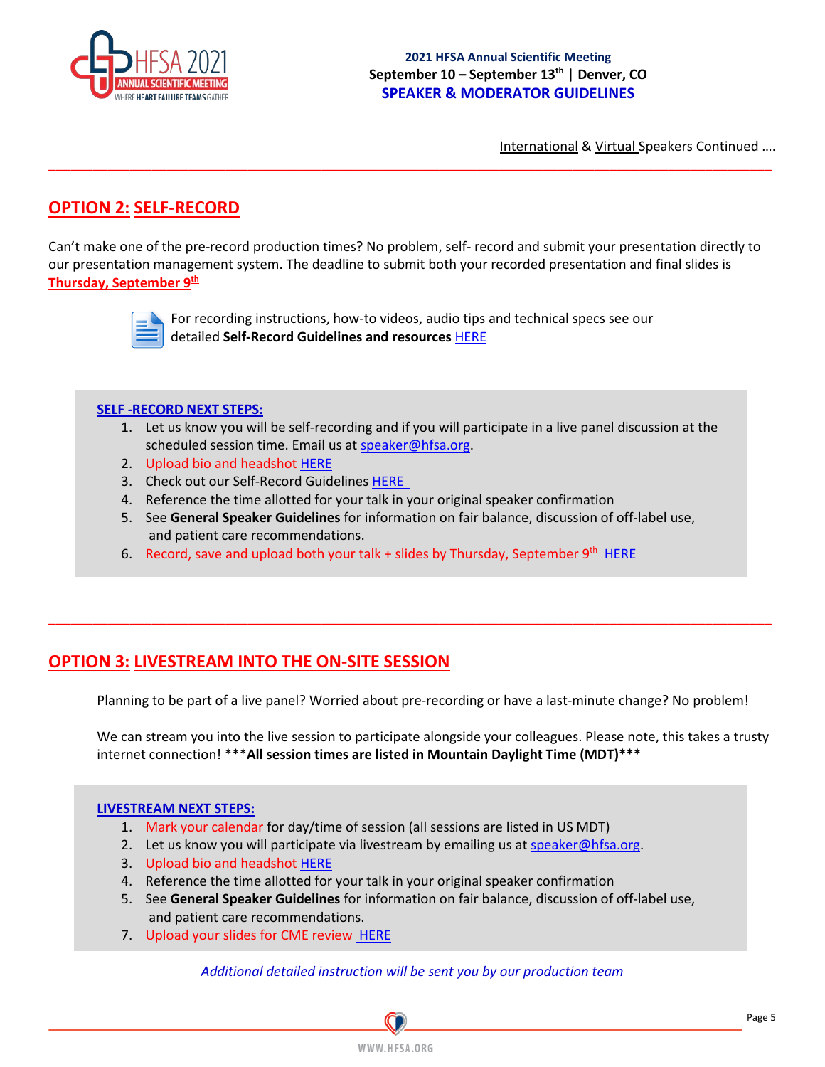International & Virtual Speakers Continued ….

---

## OPTION 2: SELF-RECORD

Can't make one of the pre-record production times? No problem, self- record and submit your presentation directly to our presentation management system. The deadline to submit both your recorded presentation and final slides is **Thursday, September 9th**

For recording instructions, how-to videos, audio tips and technical specs see our detailed **Self-Record Guidelines and resources** HERE

**SELF -RECORD NEXT STEPS:**

1. Let us know you will be self-recording and if you will participate in a live panel discussion at the scheduled session time. Email us at speaker@hfsa.org.
2. Upload bio and headshot HERE
3. Check out our Self-Record Guidelines HERE
4. Reference the time allotted for your talk in your original speaker confirmation
5. See **General Speaker Guidelines** for information on fair balance, discussion of off-label use, and patient care recommendations.
6. Record, save and upload both your talk + slides by Thursday, September 9th HERE

---

## OPTION 3: LIVESTREAM INTO THE ON-SITE SESSION

Planning to be part of a live panel? Worried about pre-recording or have a last-minute change? No problem!

We can stream you into the live session to participate alongside your colleagues. Please note, this takes a trusty internet connection! ***All session times are listed in Mountain Daylight Time (MDT)***

**LIVESTREAM NEXT STEPS:**

1. Mark your calendar for day/time of session (all sessions are listed in US MDT)
2. Let us know you will participate via livestream by emailing us at speaker@hfsa.org.
3. Upload bio and headshot HERE
4. Reference the time allotted for your talk in your original speaker confirmation
5. See **General Speaker Guidelines** for information on fair balance, discussion of off-label use, and patient care recommendations.
7. Upload your slides for CME review HERE

*Additional detailed instruction will be sent you by our production team*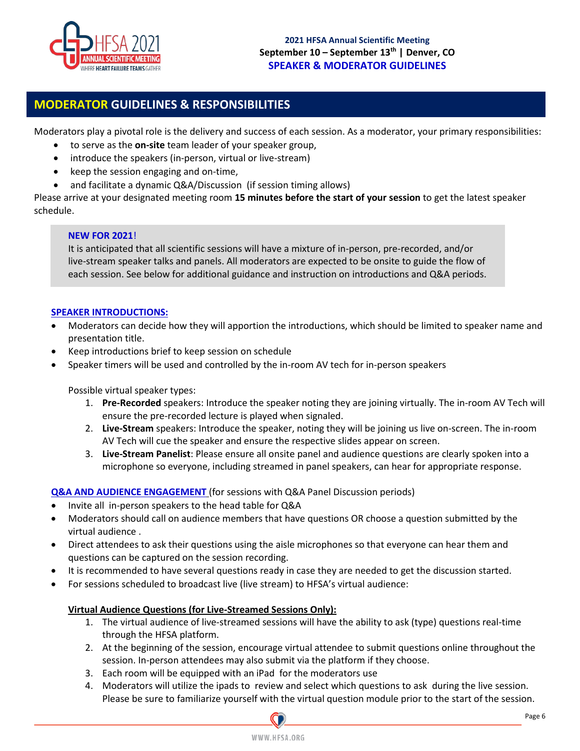# MODERATOR GUIDELINES & RESPONSIBILITIES

Moderators play a pivotal role is the delivery and success of each session. As a moderator, your primary responsibilities:

- to serve as the **on-site** team leader of your speaker group,
- introduce the speakers (in-person, virtual or live-stream)
- keep the session engaging and on-time,
- and facilitate a dynamic Q&A/Discussion (if session timing allows)

Please arrive at your designated meeting room **15 minutes before the start of your session** to get the latest speaker schedule.

> **NEW FOR 2021!**
> It is anticipated that all scientific sessions will have a mixture of in-person, pre-recorded, and/or live-stream speaker talks and panels. All moderators are expected to be onsite to guide the flow of each session. See below for additional guidance and instruction on introductions and Q&A periods.

### SPEAKER INTRODUCTIONS:

- Moderators can decide how they will apportion the introductions, which should be limited to speaker name and presentation title.
- Keep introductions brief to keep session on schedule
- Speaker timers will be used and controlled by the in-room AV tech for in-person speakers

Possible virtual speaker types:

1. **Pre-Recorded** speakers: Introduce the speaker noting they are joining virtually. The in-room AV Tech will ensure the pre-recorded lecture is played when signaled.
2. **Live-Stream** speakers: Introduce the speaker, noting they will be joining us live on-screen. The in-room AV Tech will cue the speaker and ensure the respective slides appear on screen.
3. **Live-Stream Panelist**: Please ensure all onsite panel and audience questions are clearly spoken into a microphone so everyone, including streamed in panel speakers, can hear for appropriate response.

### Q&A AND AUDIENCE ENGAGEMENT (for sessions with Q&A Panel Discussion periods)

- Invite all in-person speakers to the head table for Q&A
- Moderators should call on audience members that have questions OR choose a question submitted by the virtual audience .
- Direct attendees to ask their questions using the aisle microphones so that everyone can hear them and questions can be captured on the session recording.
- It is recommended to have several questions ready in case they are needed to get the discussion started.
- For sessions scheduled to broadcast live (live stream) to HFSA's virtual audience:

#### Virtual Audience Questions (for Live-Streamed Sessions Only):

1. The virtual audience of live-streamed sessions will have the ability to ask (type) questions real-time through the HFSA platform.
2. At the beginning of the session, encourage virtual attendee to submit questions online throughout the session. In-person attendees may also submit via the platform if they choose.
3. Each room will be equipped with an iPad for the moderators use
4. Moderators will utilize the ipads to review and select which questions to ask during the live session. Please be sure to familiarize yourself with the virtual question module prior to the start of the session.